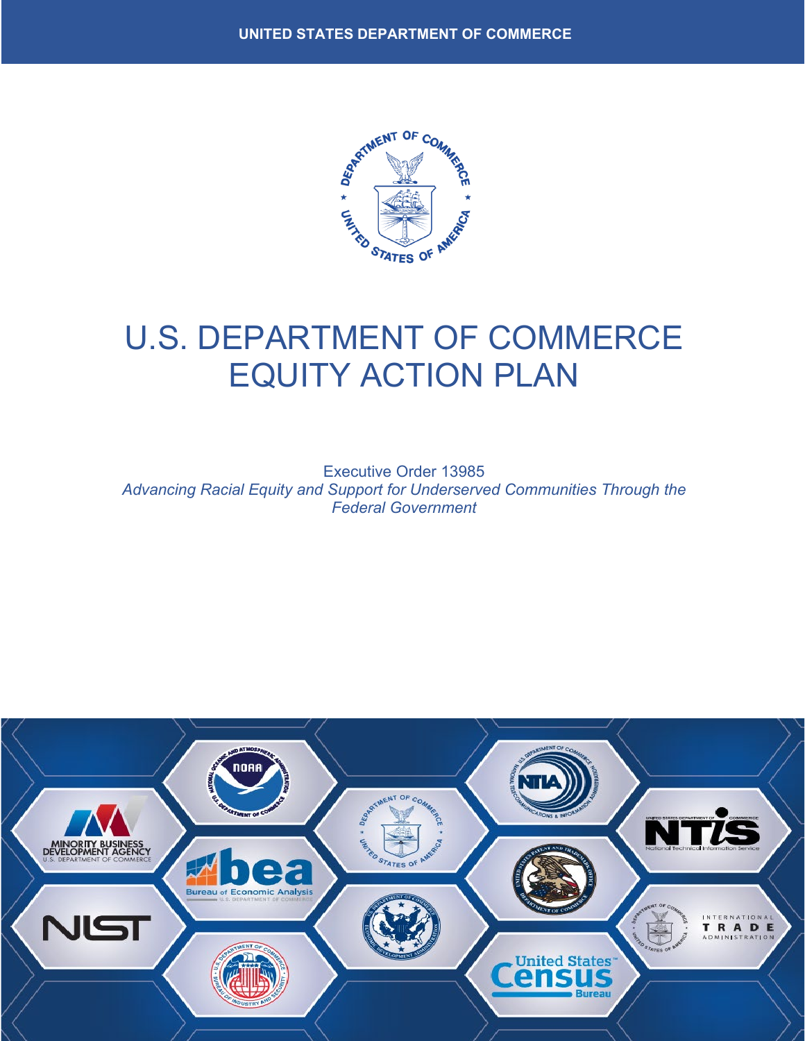UNITED STATES DEPARTMENT OF COMMERCE

# U.S. DEPARTMENT OF COMMERCE EQUITY ACTION PLAN

Executive Order 13985
*Advancing Racial Equity and Support for Underserved Communities Through the Federal Government*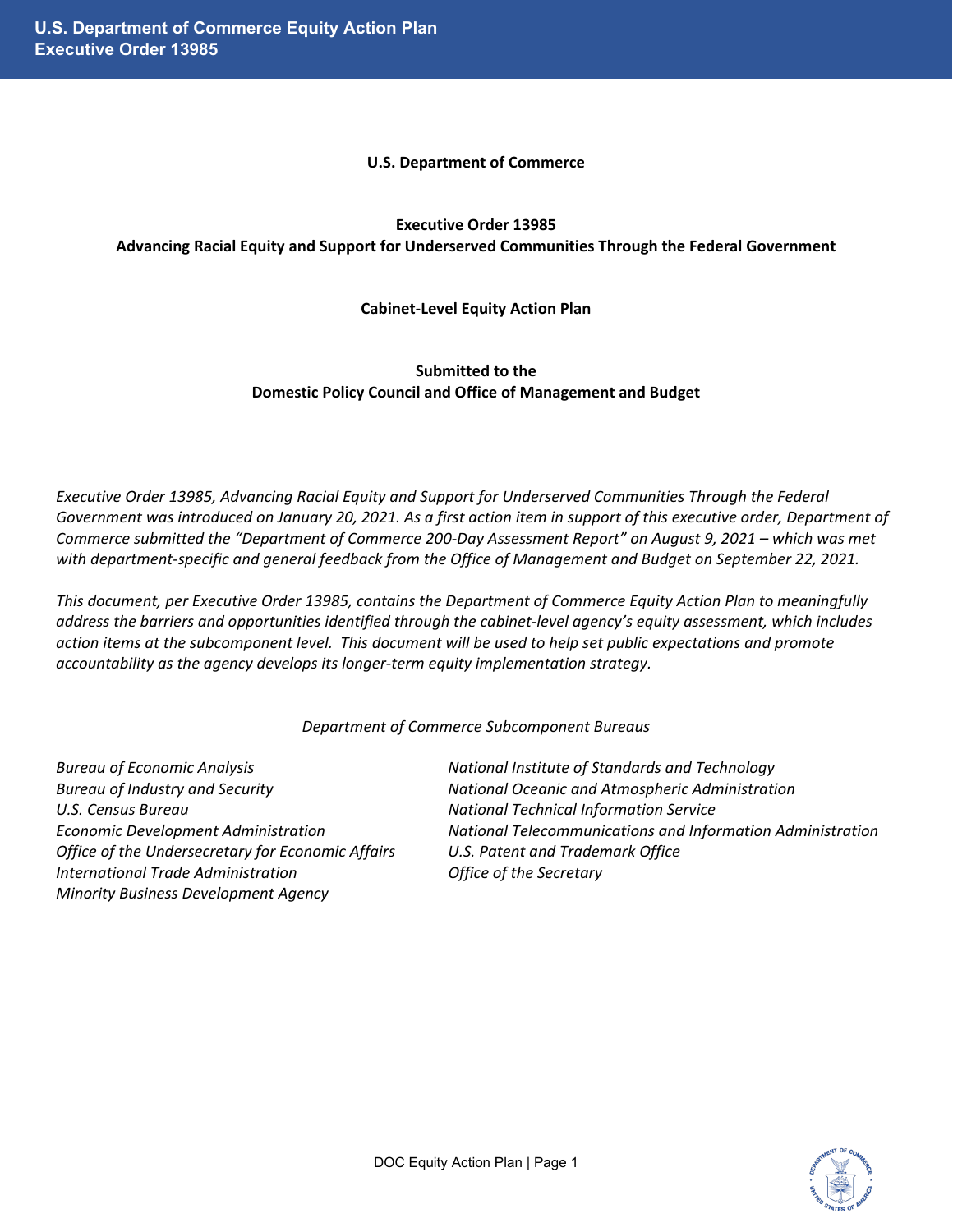**U.S. Department of Commerce**

**Executive Order 13985**
**Advancing Racial Equity and Support for Underserved Communities Through the Federal Government**

**Cabinet-Level Equity Action Plan**

**Submitted to the**
**Domestic Policy Council and Office of Management and Budget**

*Executive Order 13985, Advancing Racial Equity and Support for Underserved Communities Through the Federal Government was introduced on January 20, 2021. As a first action item in support of this executive order, Department of Commerce submitted the "Department of Commerce 200-Day Assessment Report" on August 9, 2021 – which was met with department-specific and general feedback from the Office of Management and Budget on September 22, 2021.*

*This document, per Executive Order 13985, contains the Department of Commerce Equity Action Plan to meaningfully address the barriers and opportunities identified through the cabinet-level agency's equity assessment, which includes action items at the subcomponent level. This document will be used to help set public expectations and promote accountability as the agency develops its longer-term equity implementation strategy.*

*Department of Commerce Subcomponent Bureaus*

*Bureau of Economic Analysis*
*Bureau of Industry and Security*
*U.S. Census Bureau*
*Economic Development Administration*
*Office of the Undersecretary for Economic Affairs*
*International Trade Administration*
*Minority Business Development Agency*
*National Institute of Standards and Technology*
*National Oceanic and Atmospheric Administration*
*National Technical Information Service*
*National Telecommunications and Information Administration*
*U.S. Patent and Trademark Office*
*Office of the Secretary*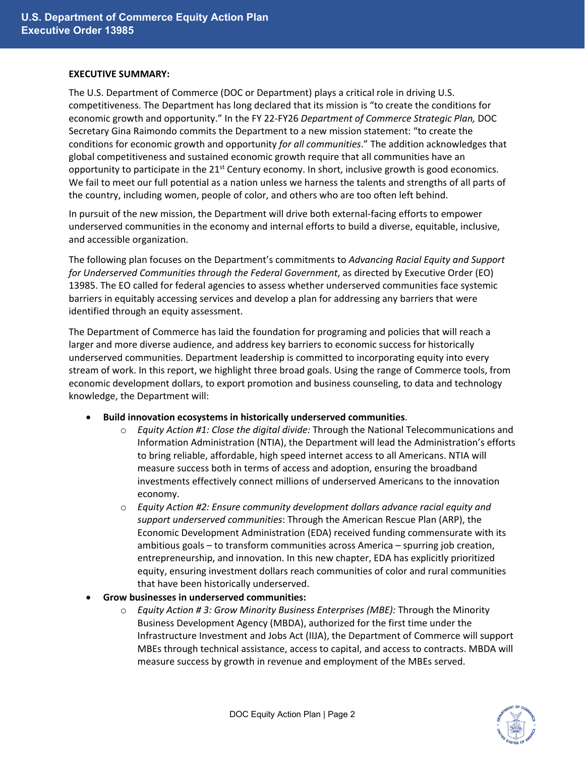**EXECUTIVE SUMMARY:**

The U.S. Department of Commerce (DOC or Department) plays a critical role in driving U.S. competitiveness. The Department has long declared that its mission is "to create the conditions for economic growth and opportunity." In the FY 22-FY26 *Department of Commerce Strategic Plan,* DOC Secretary Gina Raimondo commits the Department to a new mission statement: "to create the conditions for economic growth and opportunity *for all communities*." The addition acknowledges that global competitiveness and sustained economic growth require that all communities have an opportunity to participate in the 21st Century economy. In short, inclusive growth is good economics. We fail to meet our full potential as a nation unless we harness the talents and strengths of all parts of the country, including women, people of color, and others who are too often left behind.

In pursuit of the new mission, the Department will drive both external-facing efforts to empower underserved communities in the economy and internal efforts to build a diverse, equitable, inclusive, and accessible organization.

The following plan focuses on the Department's commitments to *Advancing Racial Equity and Support for Underserved Communities through the Federal Government*, as directed by Executive Order (EO) 13985. The EO called for federal agencies to assess whether underserved communities face systemic barriers in equitably accessing services and develop a plan for addressing any barriers that were identified through an equity assessment.

The Department of Commerce has laid the foundation for programing and policies that will reach a larger and more diverse audience, and address key barriers to economic success for historically underserved communities. Department leadership is committed to incorporating equity into every stream of work. In this report, we highlight three broad goals. Using the range of Commerce tools, from economic development dollars, to export promotion and business counseling, to data and technology knowledge, the Department will:

- **Build innovation ecosystems in historically underserved communities**.
    - *Equity Action #1: Close the digital divide:* Through the National Telecommunications and Information Administration (NTIA), the Department will lead the Administration's efforts to bring reliable, affordable, high speed internet access to all Americans. NTIA will measure success both in terms of access and adoption, ensuring the broadband investments effectively connect millions of underserved Americans to the innovation economy.
    - *Equity Action #2: Ensure community development dollars advance racial equity and support underserved communities*: Through the American Rescue Plan (ARP), the Economic Development Administration (EDA) received funding commensurate with its ambitious goals – to transform communities across America – spurring job creation, entrepreneurship, and innovation. In this new chapter, EDA has explicitly prioritized equity, ensuring investment dollars reach communities of color and rural communities that have been historically underserved.
- **Grow businesses in underserved communities:**
    - *Equity Action # 3: Grow Minority Business Enterprises (MBE):* Through the Minority Business Development Agency (MBDA), authorized for the first time under the Infrastructure Investment and Jobs Act (IIJA), the Department of Commerce will support MBEs through technical assistance, access to capital, and access to contracts. MBDA will measure success by growth in revenue and employment of the MBEs served.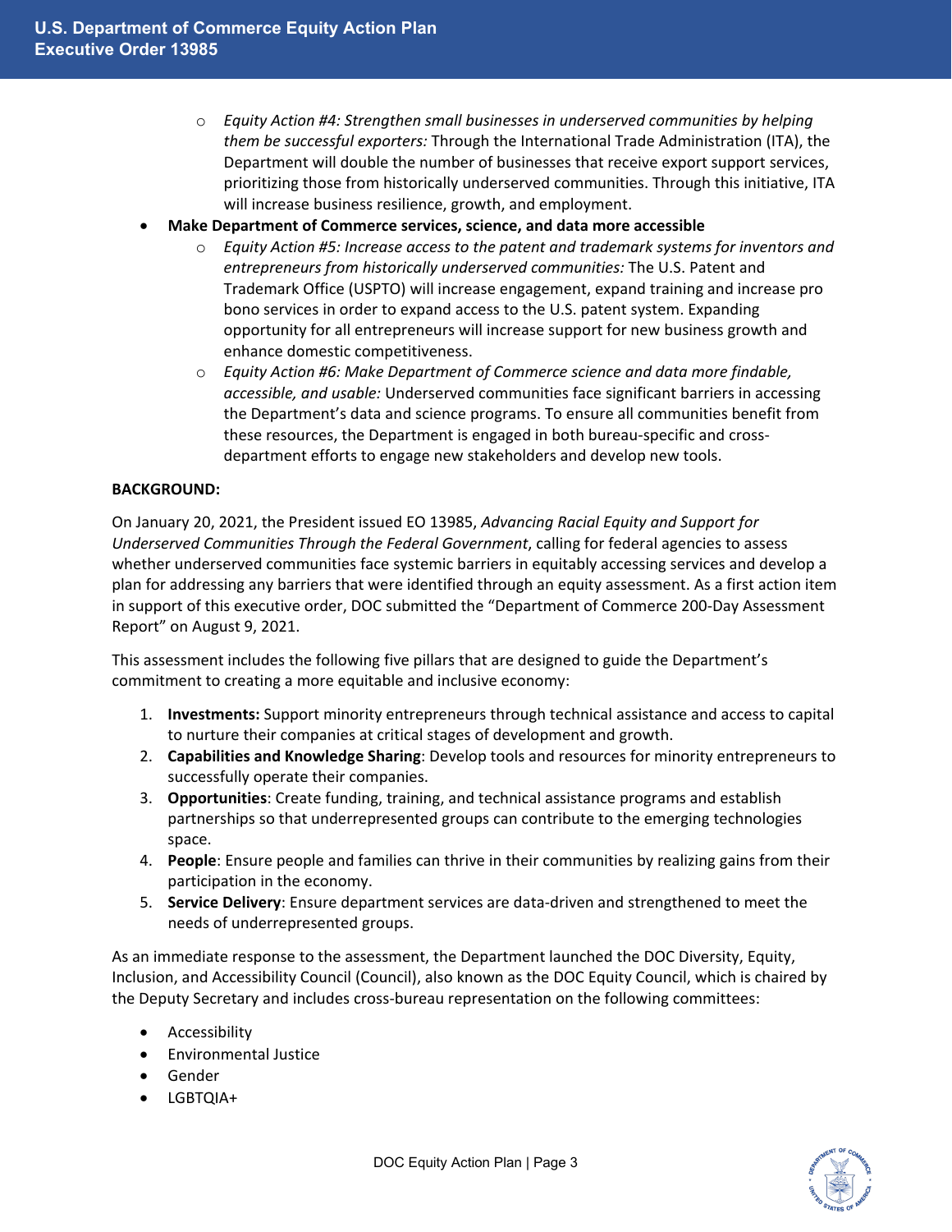- *Equity Action #4: Strengthen small businesses in underserved communities by helping them be successful exporters:* Through the International Trade Administration (ITA), the Department will double the number of businesses that receive export support services, prioritizing those from historically underserved communities. Through this initiative, ITA will increase business resilience, growth, and employment.
- **Make Department of Commerce services, science, and data more accessible**
    - *Equity Action #5: Increase access to the patent and trademark systems for inventors and entrepreneurs from historically underserved communities:* The U.S. Patent and Trademark Office (USPTO) will increase engagement, expand training and increase pro bono services in order to expand access to the U.S. patent system. Expanding opportunity for all entrepreneurs will increase support for new business growth and enhance domestic competitiveness.
    - *Equity Action #6: Make Department of Commerce science and data more findable, accessible, and usable:* Underserved communities face significant barriers in accessing the Department's data and science programs. To ensure all communities benefit from these resources, the Department is engaged in both bureau-specific and cross-department efforts to engage new stakeholders and develop new tools.

**BACKGROUND:**

On January 20, 2021, the President issued EO 13985, *Advancing Racial Equity and Support for Underserved Communities Through the Federal Government*, calling for federal agencies to assess whether underserved communities face systemic barriers in equitably accessing services and develop a plan for addressing any barriers that were identified through an equity assessment. As a first action item in support of this executive order, DOC submitted the "Department of Commerce 200-Day Assessment Report" on August 9, 2021.

This assessment includes the following five pillars that are designed to guide the Department's commitment to creating a more equitable and inclusive economy:

1. **Investments:** Support minority entrepreneurs through technical assistance and access to capital to nurture their companies at critical stages of development and growth.
2. **Capabilities and Knowledge Sharing**: Develop tools and resources for minority entrepreneurs to successfully operate their companies.
3. **Opportunities**: Create funding, training, and technical assistance programs and establish partnerships so that underrepresented groups can contribute to the emerging technologies space.
4. **People**: Ensure people and families can thrive in their communities by realizing gains from their participation in the economy.
5. **Service Delivery**: Ensure department services are data-driven and strengthened to meet the needs of underrepresented groups.

As an immediate response to the assessment, the Department launched the DOC Diversity, Equity, Inclusion, and Accessibility Council (Council), also known as the DOC Equity Council, which is chaired by the Deputy Secretary and includes cross-bureau representation on the following committees:

- Accessibility
- Environmental Justice
- Gender
- LGBTQIA+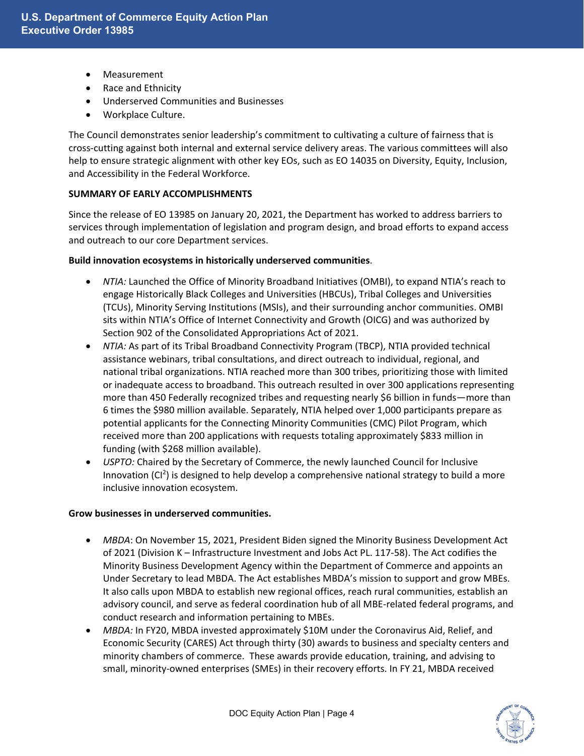- Measurement
- Race and Ethnicity
- Underserved Communities and Businesses
- Workplace Culture.

The Council demonstrates senior leadership's commitment to cultivating a culture of fairness that is cross-cutting against both internal and external service delivery areas. The various committees will also help to ensure strategic alignment with other key EOs, such as EO 14035 on Diversity, Equity, Inclusion, and Accessibility in the Federal Workforce.

**SUMMARY OF EARLY ACCOMPLISHMENTS**

Since the release of EO 13985 on January 20, 2021, the Department has worked to address barriers to services through implementation of legislation and program design, and broad efforts to expand access and outreach to our core Department services.

**Build innovation ecosystems in historically underserved communities**.

- *NTIA:* Launched the Office of Minority Broadband Initiatives (OMBI), to expand NTIA's reach to engage Historically Black Colleges and Universities (HBCUs), Tribal Colleges and Universities (TCUs), Minority Serving Institutions (MSIs), and their surrounding anchor communities. OMBI sits within NTIA's Office of Internet Connectivity and Growth (OICG) and was authorized by Section 902 of the Consolidated Appropriations Act of 2021.
- *NTIA:* As part of its Tribal Broadband Connectivity Program (TBCP), NTIA provided technical assistance webinars, tribal consultations, and direct outreach to individual, regional, and national tribal organizations. NTIA reached more than 300 tribes, prioritizing those with limited or inadequate access to broadband. This outreach resulted in over 300 applications representing more than 450 Federally recognized tribes and requesting nearly $6 billion in funds—more than 6 times the $980 million available. Separately, NTIA helped over 1,000 participants prepare as potential applicants for the Connecting Minority Communities (CMC) Pilot Program, which received more than 200 applications with requests totaling approximately $833 million in funding (with $268 million available).
- *USPTO:* Chaired by the Secretary of Commerce, the newly launched Council for Inclusive Innovation ($CI^2$) is designed to help develop a comprehensive national strategy to build a more inclusive innovation ecosystem.

**Grow businesses in underserved communities.**

- *MBDA*: On November 15, 2021, President Biden signed the Minority Business Development Act of 2021 (Division K – Infrastructure Investment and Jobs Act PL. 117-58). The Act codifies the Minority Business Development Agency within the Department of Commerce and appoints an Under Secretary to lead MBDA. The Act establishes MBDA's mission to support and grow MBEs. It also calls upon MBDA to establish new regional offices, reach rural communities, establish an advisory council, and serve as federal coordination hub of all MBE-related federal programs, and conduct research and information pertaining to MBEs.
- *MBDA:* In FY20, MBDA invested approximately $10M under the Coronavirus Aid, Relief, and Economic Security (CARES) Act through thirty (30) awards to business and specialty centers and minority chambers of commerce. These awards provide education, training, and advising to small, minority-owned enterprises (SMEs) in their recovery efforts. In FY 21, MBDA received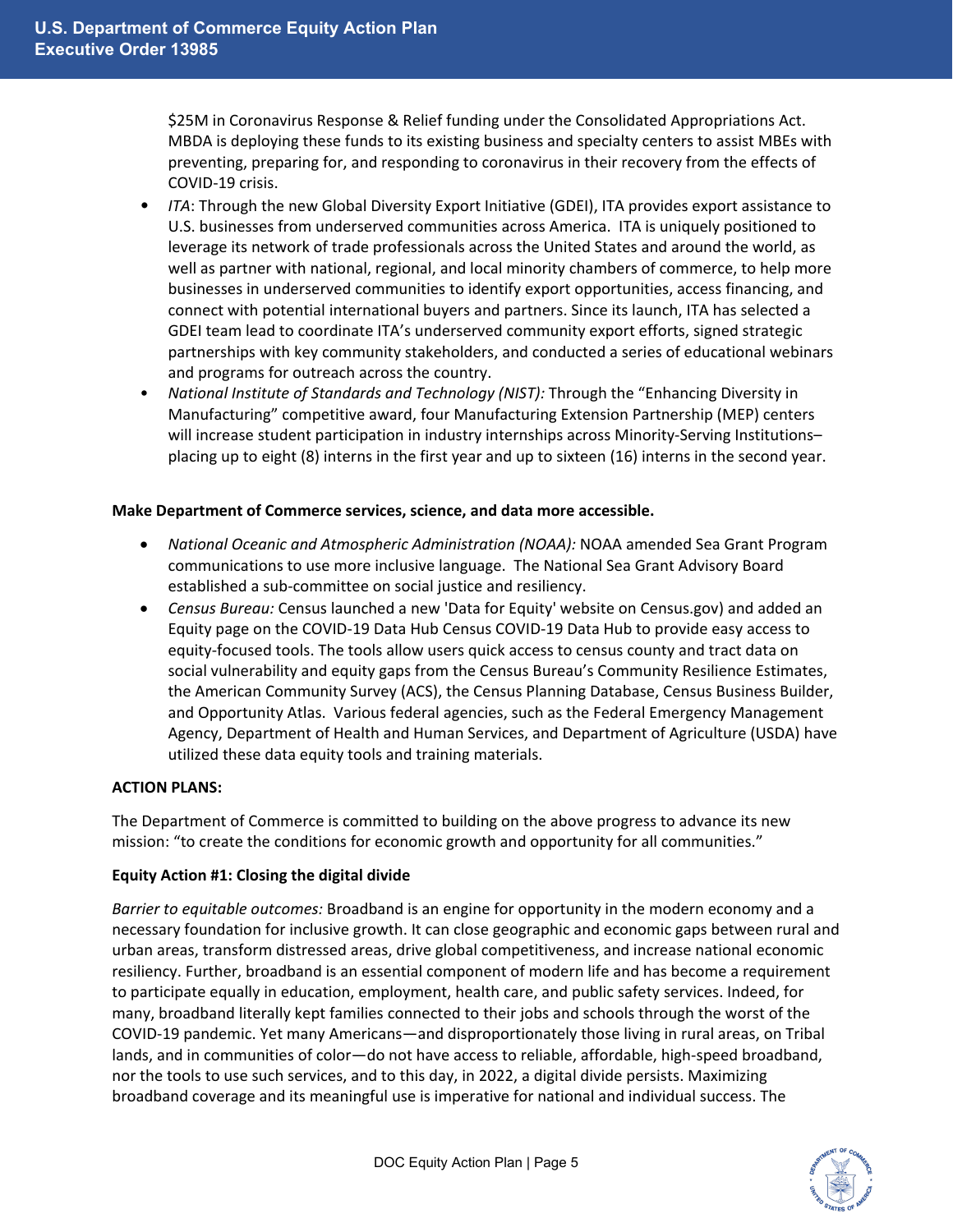$25M in Coronavirus Response & Relief funding under the Consolidated Appropriations Act. MBDA is deploying these funds to its existing business and specialty centers to assist MBEs with preventing, preparing for, and responding to coronavirus in their recovery from the effects of COVID-19 crisis.

- *ITA*: Through the new Global Diversity Export Initiative (GDEI), ITA provides export assistance to U.S. businesses from underserved communities across America. ITA is uniquely positioned to leverage its network of trade professionals across the United States and around the world, as well as partner with national, regional, and local minority chambers of commerce, to help more businesses in underserved communities to identify export opportunities, access financing, and connect with potential international buyers and partners. Since its launch, ITA has selected a GDEI team lead to coordinate ITA's underserved community export efforts, signed strategic partnerships with key community stakeholders, and conducted a series of educational webinars and programs for outreach across the country.
- *National Institute of Standards and Technology (NIST):* Through the "Enhancing Diversity in Manufacturing" competitive award, four Manufacturing Extension Partnership (MEP) centers will increase student participation in industry internships across Minority-Serving Institutions–placing up to eight (8) interns in the first year and up to sixteen (16) interns in the second year.

**Make Department of Commerce services, science, and data more accessible.**

- *National Oceanic and Atmospheric Administration (NOAA):* NOAA amended Sea Grant Program communications to use more inclusive language. The National Sea Grant Advisory Board established a sub-committee on social justice and resiliency.
- *Census Bureau:* Census launched a new 'Data for Equity' website on Census.gov) and added an Equity page on the COVID-19 Data Hub Census COVID-19 Data Hub to provide easy access to equity-focused tools. The tools allow users quick access to census county and tract data on social vulnerability and equity gaps from the Census Bureau's Community Resilience Estimates, the American Community Survey (ACS), the Census Planning Database, Census Business Builder, and Opportunity Atlas. Various federal agencies, such as the Federal Emergency Management Agency, Department of Health and Human Services, and Department of Agriculture (USDA) have utilized these data equity tools and training materials.

**ACTION PLANS:**

The Department of Commerce is committed to building on the above progress to advance its new mission: "to create the conditions for economic growth and opportunity for all communities."

**Equity Action #1: Closing the digital divide**

*Barrier to equitable outcomes:* Broadband is an engine for opportunity in the modern economy and a necessary foundation for inclusive growth. It can close geographic and economic gaps between rural and urban areas, transform distressed areas, drive global competitiveness, and increase national economic resiliency. Further, broadband is an essential component of modern life and has become a requirement to participate equally in education, employment, health care, and public safety services. Indeed, for many, broadband literally kept families connected to their jobs and schools through the worst of the COVID-19 pandemic. Yet many Americans—and disproportionately those living in rural areas, on Tribal lands, and in communities of color—do not have access to reliable, affordable, high-speed broadband, nor the tools to use such services, and to this day, in 2022, a digital divide persists. Maximizing broadband coverage and its meaningful use is imperative for national and individual success. The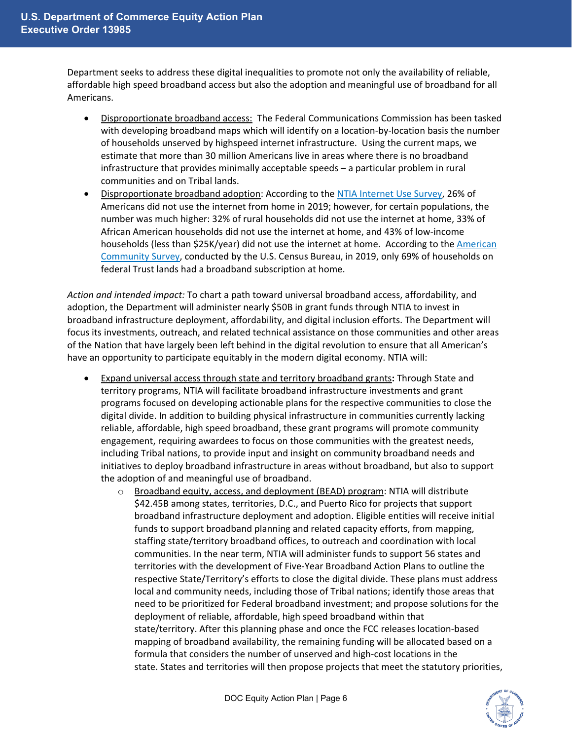Department seeks to address these digital inequalities to promote not only the availability of reliable, affordable high speed broadband access but also the adoption and meaningful use of broadband for all Americans.

- Disproportionate broadband access: The Federal Communications Commission has been tasked with developing broadband maps which will identify on a location-by-location basis the number of households unserved by highspeed internet infrastructure. Using the current maps, we estimate that more than 30 million Americans live in areas where there is no broadband infrastructure that provides minimally acceptable speeds – a particular problem in rural communities and on Tribal lands.
- Disproportionate broadband adoption: According to the NTIA Internet Use Survey, 26% of Americans did not use the internet from home in 2019; however, for certain populations, the number was much higher: 32% of rural households did not use the internet at home, 33% of African American households did not use the internet at home, and 43% of low-income households (less than $25K/year) did not use the internet at home. According to the American Community Survey, conducted by the U.S. Census Bureau, in 2019, only 69% of households on federal Trust lands had a broadband subscription at home.

*Action and intended impact:* To chart a path toward universal broadband access, affordability, and adoption, the Department will administer nearly $50B in grant funds through NTIA to invest in broadband infrastructure deployment, affordability, and digital inclusion efforts. The Department will focus its investments, outreach, and related technical assistance on those communities and other areas of the Nation that have largely been left behind in the digital revolution to ensure that all American's have an opportunity to participate equitably in the modern digital economy. NTIA will:

- Expand universal access through state and territory broadband grants**:** Through State and territory programs, NTIA will facilitate broadband infrastructure investments and grant programs focused on developing actionable plans for the respective communities to close the digital divide. In addition to building physical infrastructure in communities currently lacking reliable, affordable, high speed broadband, these grant programs will promote community engagement, requiring awardees to focus on those communities with the greatest needs, including Tribal nations, to provide input and insight on community broadband needs and initiatives to deploy broadband infrastructure in areas without broadband, but also to support the adoption of and meaningful use of broadband.
  - Broadband equity, access, and deployment (BEAD) program: NTIA will distribute $42.45B among states, territories, D.C., and Puerto Rico for projects that support broadband infrastructure deployment and adoption. Eligible entities will receive initial funds to support broadband planning and related capacity efforts, from mapping, staffing state/territory broadband offices, to outreach and coordination with local communities. In the near term, NTIA will administer funds to support 56 states and territories with the development of Five-Year Broadband Action Plans to outline the respective State/Territory's efforts to close the digital divide. These plans must address local and community needs, including those of Tribal nations; identify those areas that need to be prioritized for Federal broadband investment; and propose solutions for the deployment of reliable, affordable, high speed broadband within that state/territory. After this planning phase and once the FCC releases location-based mapping of broadband availability, the remaining funding will be allocated based on a formula that considers the number of unserved and high-cost locations in the state. States and territories will then propose projects that meet the statutory priorities,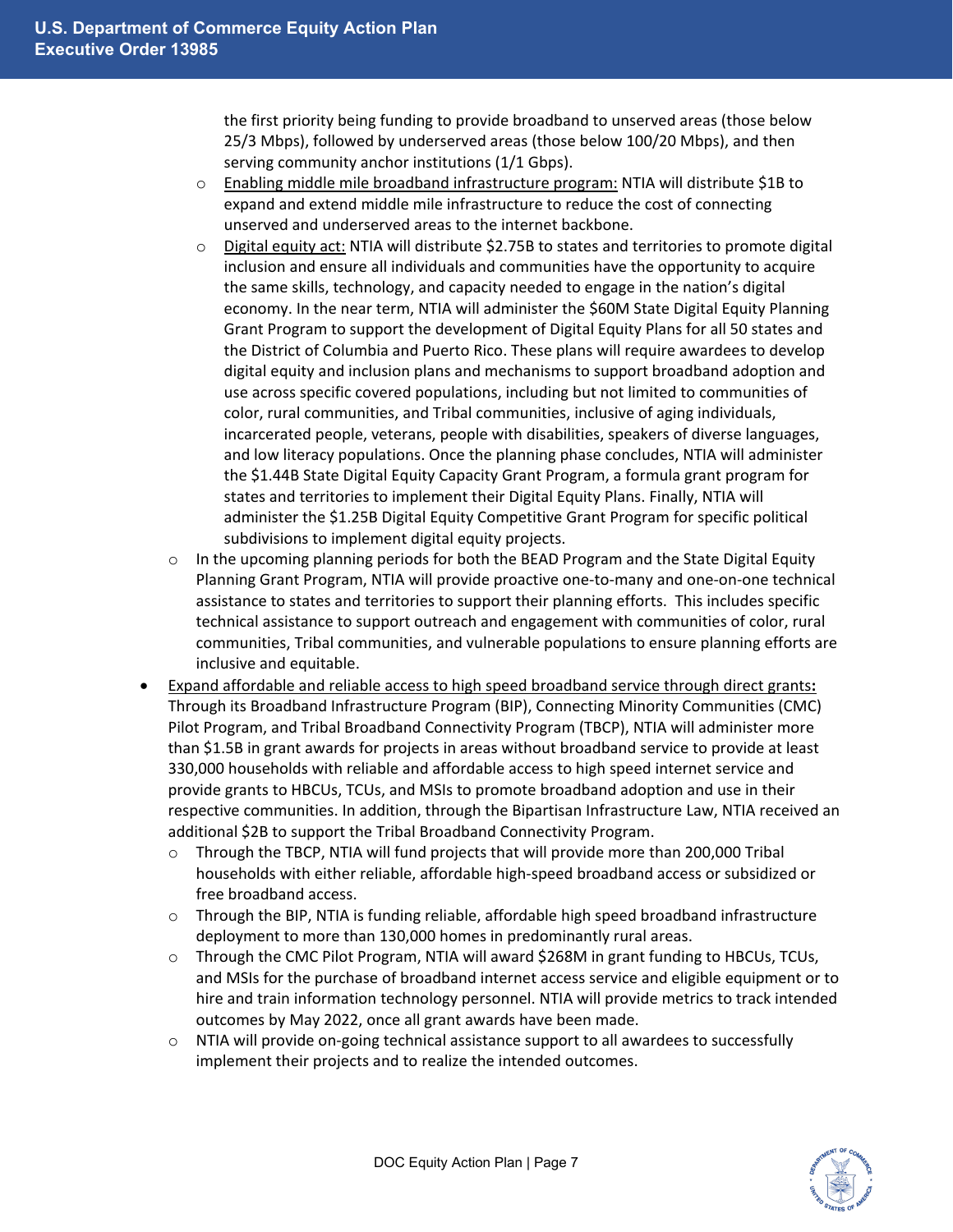- the first priority being funding to provide broadband to unserved areas (those below 25/3 Mbps), followed by underserved areas (those below 100/20 Mbps), and then serving community anchor institutions (1/1 Gbps).
    - Enabling middle mile broadband infrastructure program: NTIA will distribute $1B to expand and extend middle mile infrastructure to reduce the cost of connecting unserved and underserved areas to the internet backbone.
    - Digital equity act: NTIA will distribute $2.75B to states and territories to promote digital inclusion and ensure all individuals and communities have the opportunity to acquire the same skills, technology, and capacity needed to engage in the nation's digital economy. In the near term, NTIA will administer the $60M State Digital Equity Planning Grant Program to support the development of Digital Equity Plans for all 50 states and the District of Columbia and Puerto Rico. These plans will require awardees to develop digital equity and inclusion plans and mechanisms to support broadband adoption and use across specific covered populations, including but not limited to communities of color, rural communities, and Tribal communities, inclusive of aging individuals, incarcerated people, veterans, people with disabilities, speakers of diverse languages, and low literacy populations. Once the planning phase concludes, NTIA will administer the $1.44B State Digital Equity Capacity Grant Program, a formula grant program for states and territories to implement their Digital Equity Plans. Finally, NTIA will administer the $1.25B Digital Equity Competitive Grant Program for specific political subdivisions to implement digital equity projects.
  - In the upcoming planning periods for both the BEAD Program and the State Digital Equity Planning Grant Program, NTIA will provide proactive one-to-many and one-on-one technical assistance to states and territories to support their planning efforts. This includes specific technical assistance to support outreach and engagement with communities of color, rural communities, Tribal communities, and vulnerable populations to ensure planning efforts are inclusive and equitable.
- Expand affordable and reliable access to high speed broadband service through direct grants**:** Through its Broadband Infrastructure Program (BIP), Connecting Minority Communities (CMC) Pilot Program, and Tribal Broadband Connectivity Program (TBCP), NTIA will administer more than $1.5B in grant awards for projects in areas without broadband service to provide at least 330,000 households with reliable and affordable access to high speed internet service and provide grants to HBCUs, TCUs, and MSIs to promote broadband adoption and use in their respective communities. In addition, through the Bipartisan Infrastructure Law, NTIA received an additional $2B to support the Tribal Broadband Connectivity Program.
  - Through the TBCP, NTIA will fund projects that will provide more than 200,000 Tribal households with either reliable, affordable high-speed broadband access or subsidized or free broadband access.
  - Through the BIP, NTIA is funding reliable, affordable high speed broadband infrastructure deployment to more than 130,000 homes in predominantly rural areas.
  - Through the CMC Pilot Program, NTIA will award $268M in grant funding to HBCUs, TCUs, and MSIs for the purchase of broadband internet access service and eligible equipment or to hire and train information technology personnel. NTIA will provide metrics to track intended outcomes by May 2022, once all grant awards have been made.
  - NTIA will provide on-going technical assistance support to all awardees to successfully implement their projects and to realize the intended outcomes.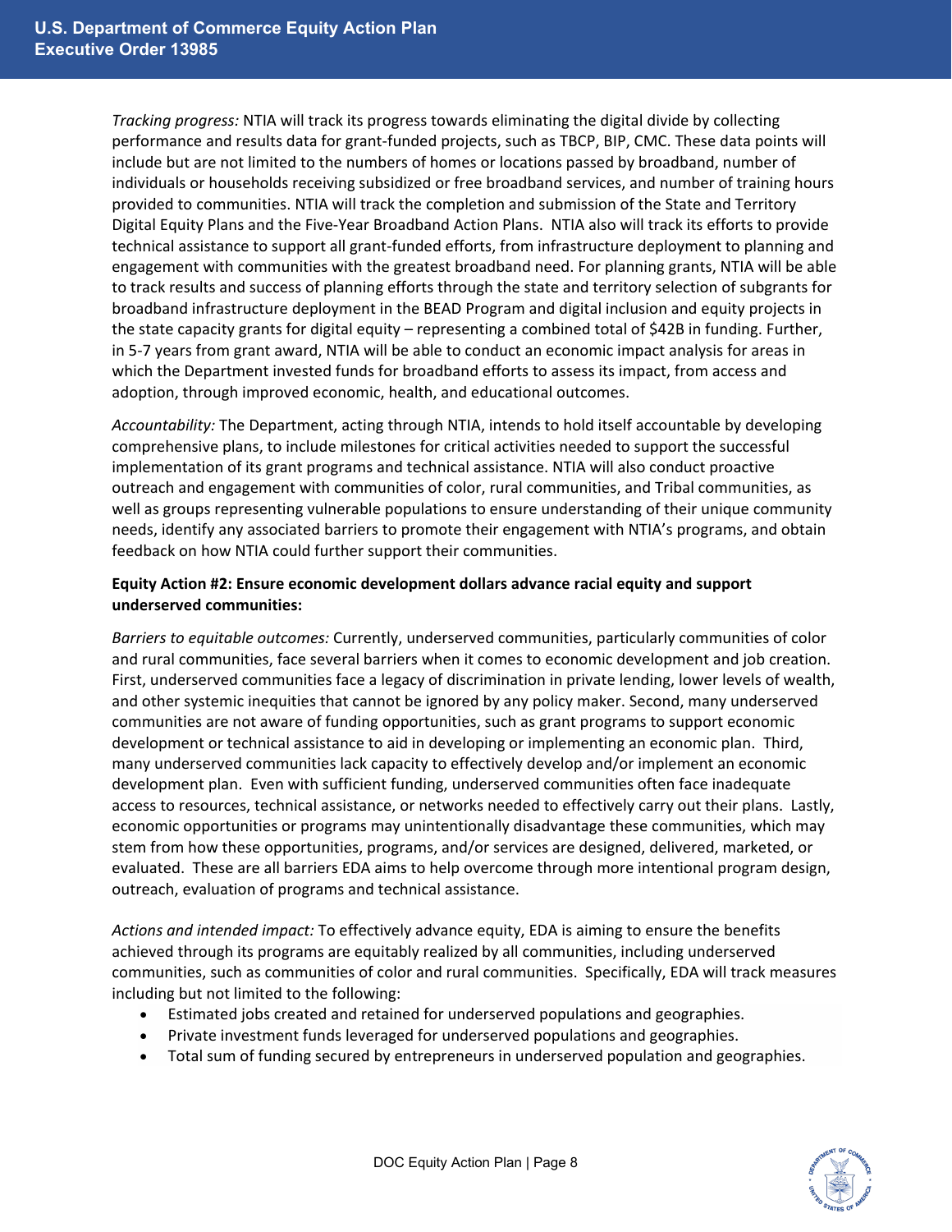*Tracking progress:* NTIA will track its progress towards eliminating the digital divide by collecting performance and results data for grant-funded projects, such as TBCP, BIP, CMC. These data points will include but are not limited to the numbers of homes or locations passed by broadband, number of individuals or households receiving subsidized or free broadband services, and number of training hours provided to communities. NTIA will track the completion and submission of the State and Territory Digital Equity Plans and the Five-Year Broadband Action Plans. NTIA also will track its efforts to provide technical assistance to support all grant-funded efforts, from infrastructure deployment to planning and engagement with communities with the greatest broadband need. For planning grants, NTIA will be able to track results and success of planning efforts through the state and territory selection of subgrants for broadband infrastructure deployment in the BEAD Program and digital inclusion and equity projects in the state capacity grants for digital equity – representing a combined total of $42B in funding. Further, in 5-7 years from grant award, NTIA will be able to conduct an economic impact analysis for areas in which the Department invested funds for broadband efforts to assess its impact, from access and adoption, through improved economic, health, and educational outcomes.

*Accountability:* The Department, acting through NTIA, intends to hold itself accountable by developing comprehensive plans, to include milestones for critical activities needed to support the successful implementation of its grant programs and technical assistance. NTIA will also conduct proactive outreach and engagement with communities of color, rural communities, and Tribal communities, as well as groups representing vulnerable populations to ensure understanding of their unique community needs, identify any associated barriers to promote their engagement with NTIA's programs, and obtain feedback on how NTIA could further support their communities.

**Equity Action #2: Ensure economic development dollars advance racial equity and support underserved communities:**

*Barriers to equitable outcomes:* Currently, underserved communities, particularly communities of color and rural communities, face several barriers when it comes to economic development and job creation. First, underserved communities face a legacy of discrimination in private lending, lower levels of wealth, and other systemic inequities that cannot be ignored by any policy maker. Second, many underserved communities are not aware of funding opportunities, such as grant programs to support economic development or technical assistance to aid in developing or implementing an economic plan. Third, many underserved communities lack capacity to effectively develop and/or implement an economic development plan. Even with sufficient funding, underserved communities often face inadequate access to resources, technical assistance, or networks needed to effectively carry out their plans. Lastly, economic opportunities or programs may unintentionally disadvantage these communities, which may stem from how these opportunities, programs, and/or services are designed, delivered, marketed, or evaluated. These are all barriers EDA aims to help overcome through more intentional program design, outreach, evaluation of programs and technical assistance.

*Actions and intended impact:* To effectively advance equity, EDA is aiming to ensure the benefits achieved through its programs are equitably realized by all communities, including underserved communities, such as communities of color and rural communities. Specifically, EDA will track measures including but not limited to the following:

- Estimated jobs created and retained for underserved populations and geographies.
- Private investment funds leveraged for underserved populations and geographies.
- Total sum of funding secured by entrepreneurs in underserved population and geographies.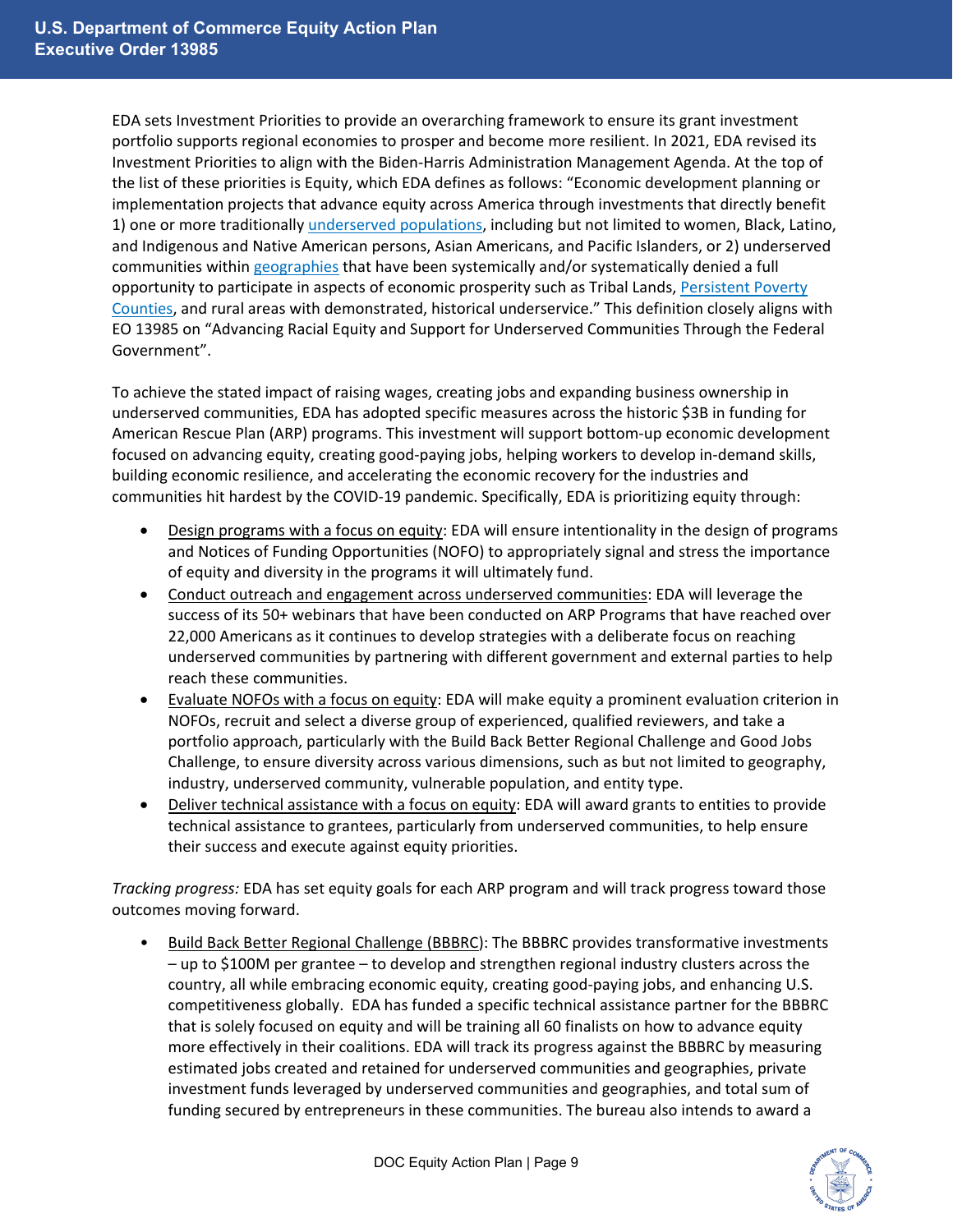EDA sets Investment Priorities to provide an overarching framework to ensure its grant investment portfolio supports regional economies to prosper and become more resilient. In 2021, EDA revised its Investment Priorities to align with the Biden-Harris Administration Management Agenda. At the top of the list of these priorities is Equity, which EDA defines as follows: "Economic development planning or implementation projects that advance equity across America through investments that directly benefit 1) one or more traditionally underserved populations, including but not limited to women, Black, Latino, and Indigenous and Native American persons, Asian Americans, and Pacific Islanders, or 2) underserved communities within geographies that have been systemically and/or systematically denied a full opportunity to participate in aspects of economic prosperity such as Tribal Lands, Persistent Poverty Counties, and rural areas with demonstrated, historical underservice." This definition closely aligns with EO 13985 on "Advancing Racial Equity and Support for Underserved Communities Through the Federal Government".

To achieve the stated impact of raising wages, creating jobs and expanding business ownership in underserved communities, EDA has adopted specific measures across the historic $3B in funding for American Rescue Plan (ARP) programs. This investment will support bottom-up economic development focused on advancing equity, creating good-paying jobs, helping workers to develop in-demand skills, building economic resilience, and accelerating the economic recovery for the industries and communities hit hardest by the COVID-19 pandemic. Specifically, EDA is prioritizing equity through:

- Design programs with a focus on equity: EDA will ensure intentionality in the design of programs and Notices of Funding Opportunities (NOFO) to appropriately signal and stress the importance of equity and diversity in the programs it will ultimately fund.
- Conduct outreach and engagement across underserved communities: EDA will leverage the success of its 50+ webinars that have been conducted on ARP Programs that have reached over 22,000 Americans as it continues to develop strategies with a deliberate focus on reaching underserved communities by partnering with different government and external parties to help reach these communities.
- Evaluate NOFOs with a focus on equity: EDA will make equity a prominent evaluation criterion in NOFOs, recruit and select a diverse group of experienced, qualified reviewers, and take a portfolio approach, particularly with the Build Back Better Regional Challenge and Good Jobs Challenge, to ensure diversity across various dimensions, such as but not limited to geography, industry, underserved community, vulnerable population, and entity type.
- Deliver technical assistance with a focus on equity: EDA will award grants to entities to provide technical assistance to grantees, particularly from underserved communities, to help ensure their success and execute against equity priorities.

*Tracking progress:* EDA has set equity goals for each ARP program and will track progress toward those outcomes moving forward.

- Build Back Better Regional Challenge (BBBRC): The BBBRC provides transformative investments – up to $100M per grantee – to develop and strengthen regional industry clusters across the country, all while embracing economic equity, creating good-paying jobs, and enhancing U.S. competitiveness globally. EDA has funded a specific technical assistance partner for the BBBRC that is solely focused on equity and will be training all 60 finalists on how to advance equity more effectively in their coalitions. EDA will track its progress against the BBBRC by measuring estimated jobs created and retained for underserved communities and geographies, private investment funds leveraged by underserved communities and geographies, and total sum of funding secured by entrepreneurs in these communities. The bureau also intends to award a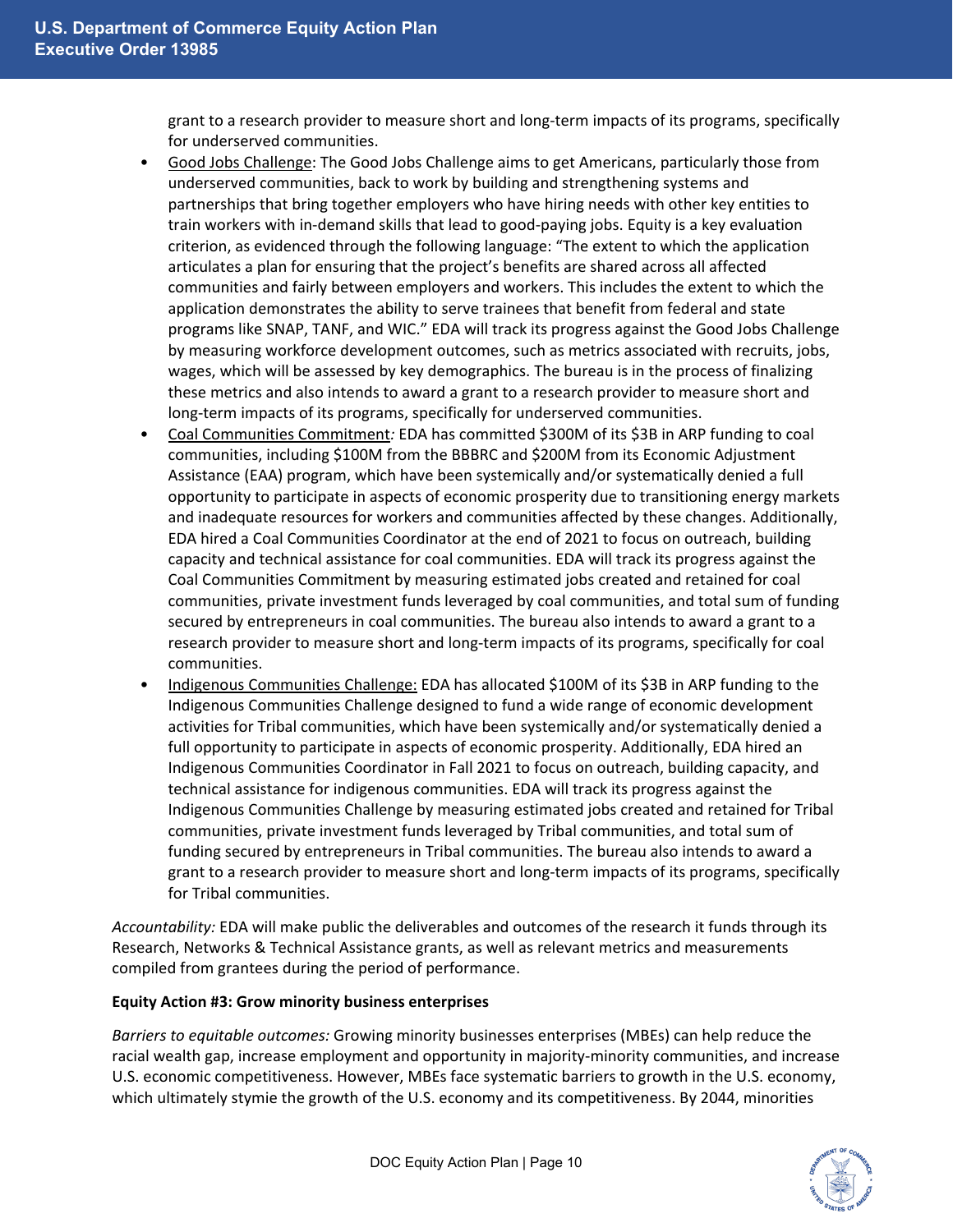grant to a research provider to measure short and long-term impacts of its programs, specifically for underserved communities.

- Good Jobs Challenge: The Good Jobs Challenge aims to get Americans, particularly those from underserved communities, back to work by building and strengthening systems and partnerships that bring together employers who have hiring needs with other key entities to train workers with in-demand skills that lead to good-paying jobs. Equity is a key evaluation criterion, as evidenced through the following language: "The extent to which the application articulates a plan for ensuring that the project's benefits are shared across all affected communities and fairly between employers and workers. This includes the extent to which the application demonstrates the ability to serve trainees that benefit from federal and state programs like SNAP, TANF, and WIC." EDA will track its progress against the Good Jobs Challenge by measuring workforce development outcomes, such as metrics associated with recruits, jobs, wages, which will be assessed by key demographics. The bureau is in the process of finalizing these metrics and also intends to award a grant to a research provider to measure short and long-term impacts of its programs, specifically for underserved communities.
- Coal Communities Commitment*:* EDA has committed $300M of its $3B in ARP funding to coal communities, including $100M from the BBBRC and $200M from its Economic Adjustment Assistance (EAA) program, which have been systemically and/or systematically denied a full opportunity to participate in aspects of economic prosperity due to transitioning energy markets and inadequate resources for workers and communities affected by these changes. Additionally, EDA hired a Coal Communities Coordinator at the end of 2021 to focus on outreach, building capacity and technical assistance for coal communities. EDA will track its progress against the Coal Communities Commitment by measuring estimated jobs created and retained for coal communities, private investment funds leveraged by coal communities, and total sum of funding secured by entrepreneurs in coal communities. The bureau also intends to award a grant to a research provider to measure short and long-term impacts of its programs, specifically for coal communities.
- Indigenous Communities Challenge: EDA has allocated $100M of its $3B in ARP funding to the Indigenous Communities Challenge designed to fund a wide range of economic development activities for Tribal communities, which have been systemically and/or systematically denied a full opportunity to participate in aspects of economic prosperity. Additionally, EDA hired an Indigenous Communities Coordinator in Fall 2021 to focus on outreach, building capacity, and technical assistance for indigenous communities. EDA will track its progress against the Indigenous Communities Challenge by measuring estimated jobs created and retained for Tribal communities, private investment funds leveraged by Tribal communities, and total sum of funding secured by entrepreneurs in Tribal communities. The bureau also intends to award a grant to a research provider to measure short and long-term impacts of its programs, specifically for Tribal communities.

*Accountability:* EDA will make public the deliverables and outcomes of the research it funds through its Research, Networks & Technical Assistance grants, as well as relevant metrics and measurements compiled from grantees during the period of performance.

**Equity Action #3: Grow minority business enterprises**

*Barriers to equitable outcomes:* Growing minority businesses enterprises (MBEs) can help reduce the racial wealth gap, increase employment and opportunity in majority-minority communities, and increase U.S. economic competitiveness. However, MBEs face systematic barriers to growth in the U.S. economy, which ultimately stymie the growth of the U.S. economy and its competitiveness. By 2044, minorities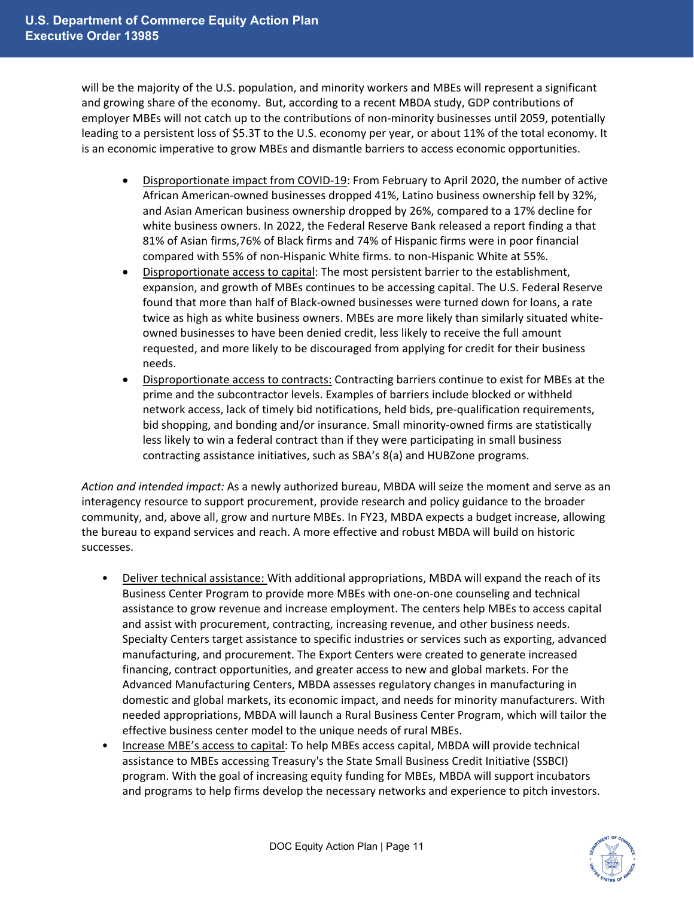will be the majority of the U.S. population, and minority workers and MBEs will represent a significant and growing share of the economy. But, according to a recent MBDA study, GDP contributions of employer MBEs will not catch up to the contributions of non-minority businesses until 2059, potentially leading to a persistent loss of $5.3T to the U.S. economy per year, or about 11% of the total economy. It is an economic imperative to grow MBEs and dismantle barriers to access economic opportunities.

- Disproportionate impact from COVID-19: From February to April 2020, the number of active African American-owned businesses dropped 41%, Latino business ownership fell by 32%, and Asian American business ownership dropped by 26%, compared to a 17% decline for white business owners. In 2022, the Federal Reserve Bank released a report finding a that 81% of Asian firms,76% of Black firms and 74% of Hispanic firms were in poor financial compared with 55% of non-Hispanic White firms. to non-Hispanic White at 55%.
- Disproportionate access to capital: The most persistent barrier to the establishment, expansion, and growth of MBEs continues to be accessing capital. The U.S. Federal Reserve found that more than half of Black-owned businesses were turned down for loans, a rate twice as high as white business owners. MBEs are more likely than similarly situated white-owned businesses to have been denied credit, less likely to receive the full amount requested, and more likely to be discouraged from applying for credit for their business needs.
- Disproportionate access to contracts: Contracting barriers continue to exist for MBEs at the prime and the subcontractor levels. Examples of barriers include blocked or withheld network access, lack of timely bid notifications, held bids, pre-qualification requirements, bid shopping, and bonding and/or insurance. Small minority-owned firms are statistically less likely to win a federal contract than if they were participating in small business contracting assistance initiatives, such as SBA's 8(a) and HUBZone programs.

*Action and intended impact:* As a newly authorized bureau, MBDA will seize the moment and serve as an interagency resource to support procurement, provide research and policy guidance to the broader community, and, above all, grow and nurture MBEs. In FY23, MBDA expects a budget increase, allowing the bureau to expand services and reach. A more effective and robust MBDA will build on historic successes.

- Deliver technical assistance: With additional appropriations, MBDA will expand the reach of its Business Center Program to provide more MBEs with one-on-one counseling and technical assistance to grow revenue and increase employment. The centers help MBEs to access capital and assist with procurement, contracting, increasing revenue, and other business needs. Specialty Centers target assistance to specific industries or services such as exporting, advanced manufacturing, and procurement. The Export Centers were created to generate increased financing, contract opportunities, and greater access to new and global markets. For the Advanced Manufacturing Centers, MBDA assesses regulatory changes in manufacturing in domestic and global markets, its economic impact, and needs for minority manufacturers. With needed appropriations, MBDA will launch a Rural Business Center Program, which will tailor the effective business center model to the unique needs of rural MBEs.
- Increase MBE's access to capital: To help MBEs access capital, MBDA will provide technical assistance to MBEs accessing Treasury's the State Small Business Credit Initiative (SSBCI) program. With the goal of increasing equity funding for MBEs, MBDA will support incubators and programs to help firms develop the necessary networks and experience to pitch investors.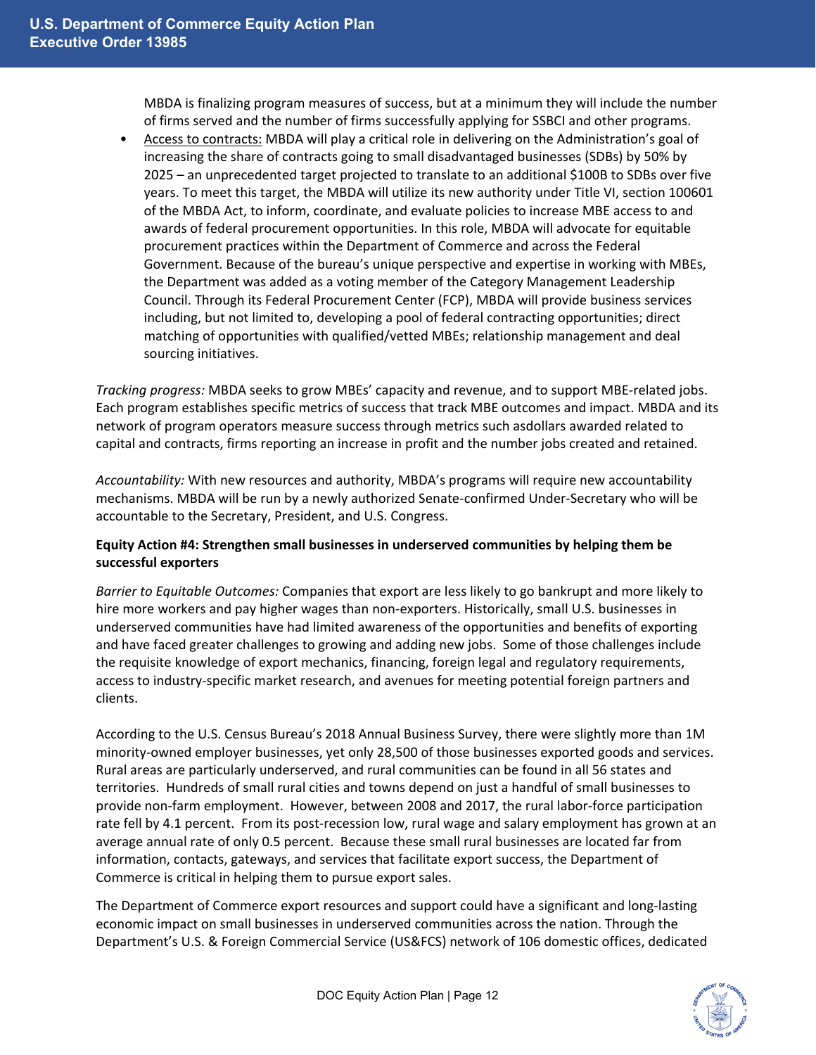MBDA is finalizing program measures of success, but at a minimum they will include the number of firms served and the number of firms successfully applying for SSBCI and other programs.

- Access to contracts: MBDA will play a critical role in delivering on the Administration's goal of increasing the share of contracts going to small disadvantaged businesses (SDBs) by 50% by 2025 – an unprecedented target projected to translate to an additional $100B to SDBs over five years. To meet this target, the MBDA will utilize its new authority under Title VI, section 100601 of the MBDA Act, to inform, coordinate, and evaluate policies to increase MBE access to and awards of federal procurement opportunities. In this role, MBDA will advocate for equitable procurement practices within the Department of Commerce and across the Federal Government. Because of the bureau's unique perspective and expertise in working with MBEs, the Department was added as a voting member of the Category Management Leadership Council. Through its Federal Procurement Center (FCP), MBDA will provide business services including, but not limited to, developing a pool of federal contracting opportunities; direct matching of opportunities with qualified/vetted MBEs; relationship management and deal sourcing initiatives.

*Tracking progress:* MBDA seeks to grow MBEs' capacity and revenue, and to support MBE-related jobs. Each program establishes specific metrics of success that track MBE outcomes and impact. MBDA and its network of program operators measure success through metrics such asdollars awarded related to capital and contracts, firms reporting an increase in profit and the number jobs created and retained.

*Accountability:* With new resources and authority, MBDA's programs will require new accountability mechanisms. MBDA will be run by a newly authorized Senate-confirmed Under-Secretary who will be accountable to the Secretary, President, and U.S. Congress.

**Equity Action #4: Strengthen small businesses in underserved communities by helping them be successful exporters**

*Barrier to Equitable Outcomes:* Companies that export are less likely to go bankrupt and more likely to hire more workers and pay higher wages than non-exporters. Historically, small U.S. businesses in underserved communities have had limited awareness of the opportunities and benefits of exporting and have faced greater challenges to growing and adding new jobs. Some of those challenges include the requisite knowledge of export mechanics, financing, foreign legal and regulatory requirements, access to industry-specific market research, and avenues for meeting potential foreign partners and clients.

According to the U.S. Census Bureau's 2018 Annual Business Survey, there were slightly more than 1M minority-owned employer businesses, yet only 28,500 of those businesses exported goods and services. Rural areas are particularly underserved, and rural communities can be found in all 56 states and territories. Hundreds of small rural cities and towns depend on just a handful of small businesses to provide non-farm employment. However, between 2008 and 2017, the rural labor-force participation rate fell by 4.1 percent. From its post-recession low, rural wage and salary employment has grown at an average annual rate of only 0.5 percent. Because these small rural businesses are located far from information, contacts, gateways, and services that facilitate export success, the Department of Commerce is critical in helping them to pursue export sales.

The Department of Commerce export resources and support could have a significant and long-lasting economic impact on small businesses in underserved communities across the nation. Through the Department's U.S. & Foreign Commercial Service (US&FCS) network of 106 domestic offices, dedicated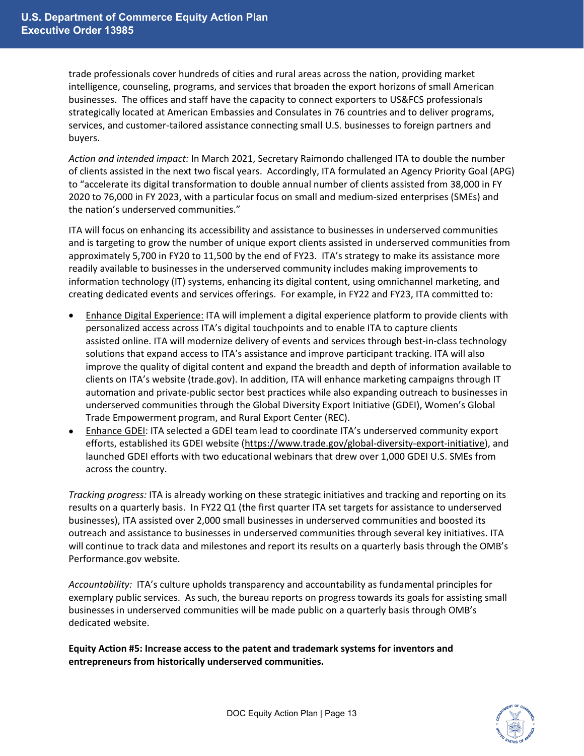trade professionals cover hundreds of cities and rural areas across the nation, providing market intelligence, counseling, programs, and services that broaden the export horizons of small American businesses. The offices and staff have the capacity to connect exporters to US&FCS professionals strategically located at American Embassies and Consulates in 76 countries and to deliver programs, services, and customer-tailored assistance connecting small U.S. businesses to foreign partners and buyers.

*Action and intended impact:* In March 2021, Secretary Raimondo challenged ITA to double the number of clients assisted in the next two fiscal years. Accordingly, ITA formulated an Agency Priority Goal (APG) to "accelerate its digital transformation to double annual number of clients assisted from 38,000 in FY 2020 to 76,000 in FY 2023, with a particular focus on small and medium-sized enterprises (SMEs) and the nation's underserved communities."

ITA will focus on enhancing its accessibility and assistance to businesses in underserved communities and is targeting to grow the number of unique export clients assisted in underserved communities from approximately 5,700 in FY20 to 11,500 by the end of FY23. ITA's strategy to make its assistance more readily available to businesses in the underserved community includes making improvements to information technology (IT) systems, enhancing its digital content, using omnichannel marketing, and creating dedicated events and services offerings. For example, in FY22 and FY23, ITA committed to:

- <u>Enhance Digital Experience:</u> ITA will implement a digital experience platform to provide clients with personalized access across ITA's digital touchpoints and to enable ITA to capture clients assisted online. ITA will modernize delivery of events and services through best-in-class technology solutions that expand access to ITA's assistance and improve participant tracking. ITA will also improve the quality of digital content and expand the breadth and depth of information available to clients on ITA's website (trade.gov). In addition, ITA will enhance marketing campaigns through IT automation and private-public sector best practices while also expanding outreach to businesses in underserved communities through the Global Diversity Export Initiative (GDEI), Women's Global Trade Empowerment program, and Rural Export Center (REC).
- <u>Enhance GDEI</u>: ITA selected a GDEI team lead to coordinate ITA's underserved community export efforts, established its GDEI website (https://www.trade.gov/global-diversity-export-initiative), and launched GDEI efforts with two educational webinars that drew over 1,000 GDEI U.S. SMEs from across the country.

*Tracking progress:* ITA is already working on these strategic initiatives and tracking and reporting on its results on a quarterly basis. In FY22 Q1 (the first quarter ITA set targets for assistance to underserved businesses), ITA assisted over 2,000 small businesses in underserved communities and boosted its outreach and assistance to businesses in underserved communities through several key initiatives. ITA will continue to track data and milestones and report its results on a quarterly basis through the OMB's Performance.gov website.

*Accountability:* ITA's culture upholds transparency and accountability as fundamental principles for exemplary public services. As such, the bureau reports on progress towards its goals for assisting small businesses in underserved communities will be made public on a quarterly basis through OMB's dedicated website.

**Equity Action #5: Increase access to the patent and trademark systems for inventors and entrepreneurs from historically underserved communities.**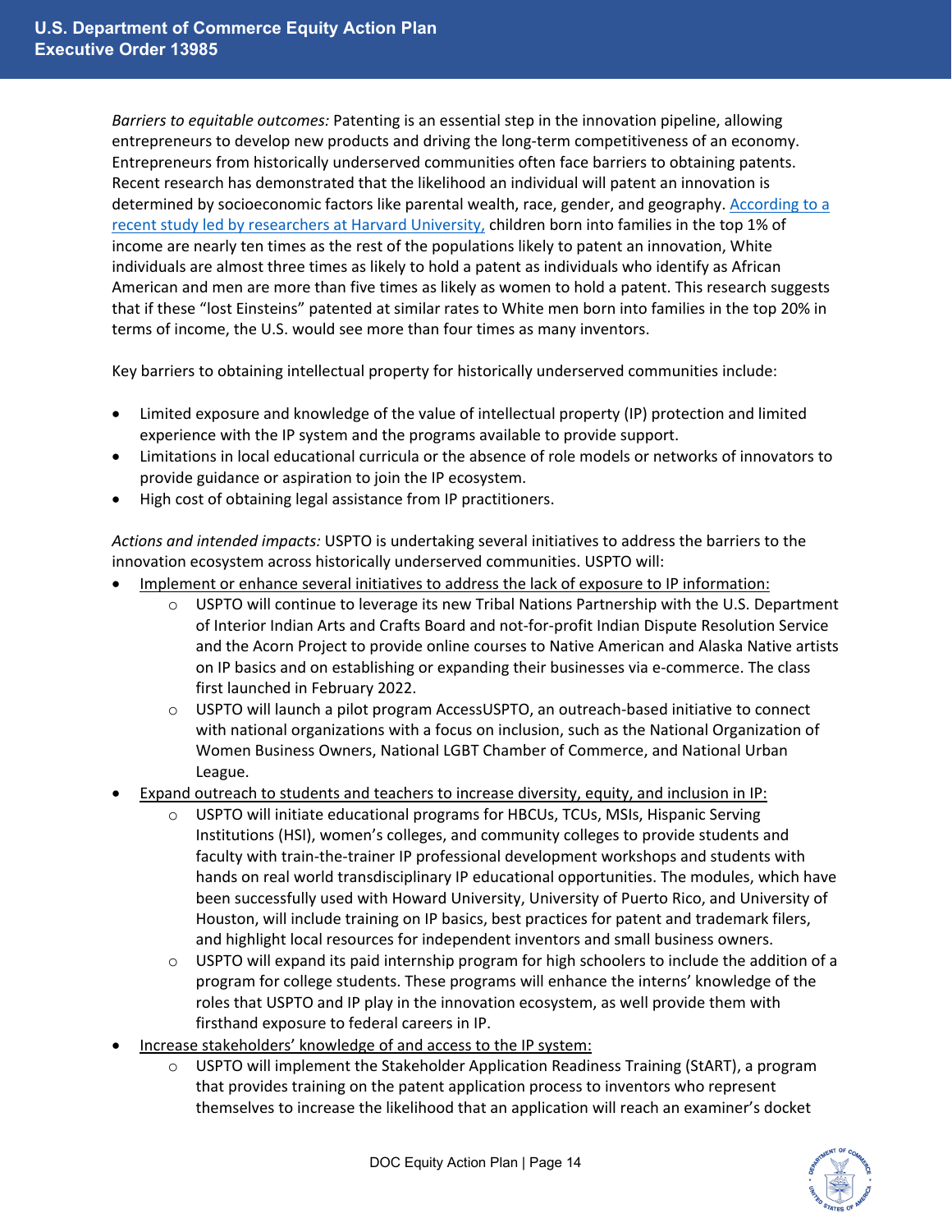*Barriers to equitable outcomes:* Patenting is an essential step in the innovation pipeline, allowing entrepreneurs to develop new products and driving the long-term competitiveness of an economy. Entrepreneurs from historically underserved communities often face barriers to obtaining patents. Recent research has demonstrated that the likelihood an individual will patent an innovation is determined by socioeconomic factors like parental wealth, race, gender, and geography. According to a recent study led by researchers at Harvard University, children born into families in the top 1% of income are nearly ten times as the rest of the populations likely to patent an innovation, White individuals are almost three times as likely to hold a patent as individuals who identify as African American and men are more than five times as likely as women to hold a patent. This research suggests that if these "lost Einsteins" patented at similar rates to White men born into families in the top 20% in terms of income, the U.S. would see more than four times as many inventors.

Key barriers to obtaining intellectual property for historically underserved communities include:

- Limited exposure and knowledge of the value of intellectual property (IP) protection and limited experience with the IP system and the programs available to provide support.
- Limitations in local educational curricula or the absence of role models or networks of innovators to provide guidance or aspiration to join the IP ecosystem.
- High cost of obtaining legal assistance from IP practitioners.

*Actions and intended impacts:* USPTO is undertaking several initiatives to address the barriers to the innovation ecosystem across historically underserved communities. USPTO will:

- Implement or enhance several initiatives to address the lack of exposure to IP information:
  - USPTO will continue to leverage its new Tribal Nations Partnership with the U.S. Department of Interior Indian Arts and Crafts Board and not-for-profit Indian Dispute Resolution Service and the Acorn Project to provide online courses to Native American and Alaska Native artists on IP basics and on establishing or expanding their businesses via e-commerce. The class first launched in February 2022.
  - USPTO will launch a pilot program AccessUSPTO, an outreach-based initiative to connect with national organizations with a focus on inclusion, such as the National Organization of Women Business Owners, National LGBT Chamber of Commerce, and National Urban League.
- Expand outreach to students and teachers to increase diversity, equity, and inclusion in IP:
  - USPTO will initiate educational programs for HBCUs, TCUs, MSIs, Hispanic Serving Institutions (HSI), women's colleges, and community colleges to provide students and faculty with train-the-trainer IP professional development workshops and students with hands on real world transdisciplinary IP educational opportunities. The modules, which have been successfully used with Howard University, University of Puerto Rico, and University of Houston, will include training on IP basics, best practices for patent and trademark filers, and highlight local resources for independent inventors and small business owners.
  - USPTO will expand its paid internship program for high schoolers to include the addition of a program for college students. These programs will enhance the interns' knowledge of the roles that USPTO and IP play in the innovation ecosystem, as well provide them with firsthand exposure to federal careers in IP.
- Increase stakeholders' knowledge of and access to the IP system:
  - USPTO will implement the Stakeholder Application Readiness Training (StART), a program that provides training on the patent application process to inventors who represent themselves to increase the likelihood that an application will reach an examiner's docket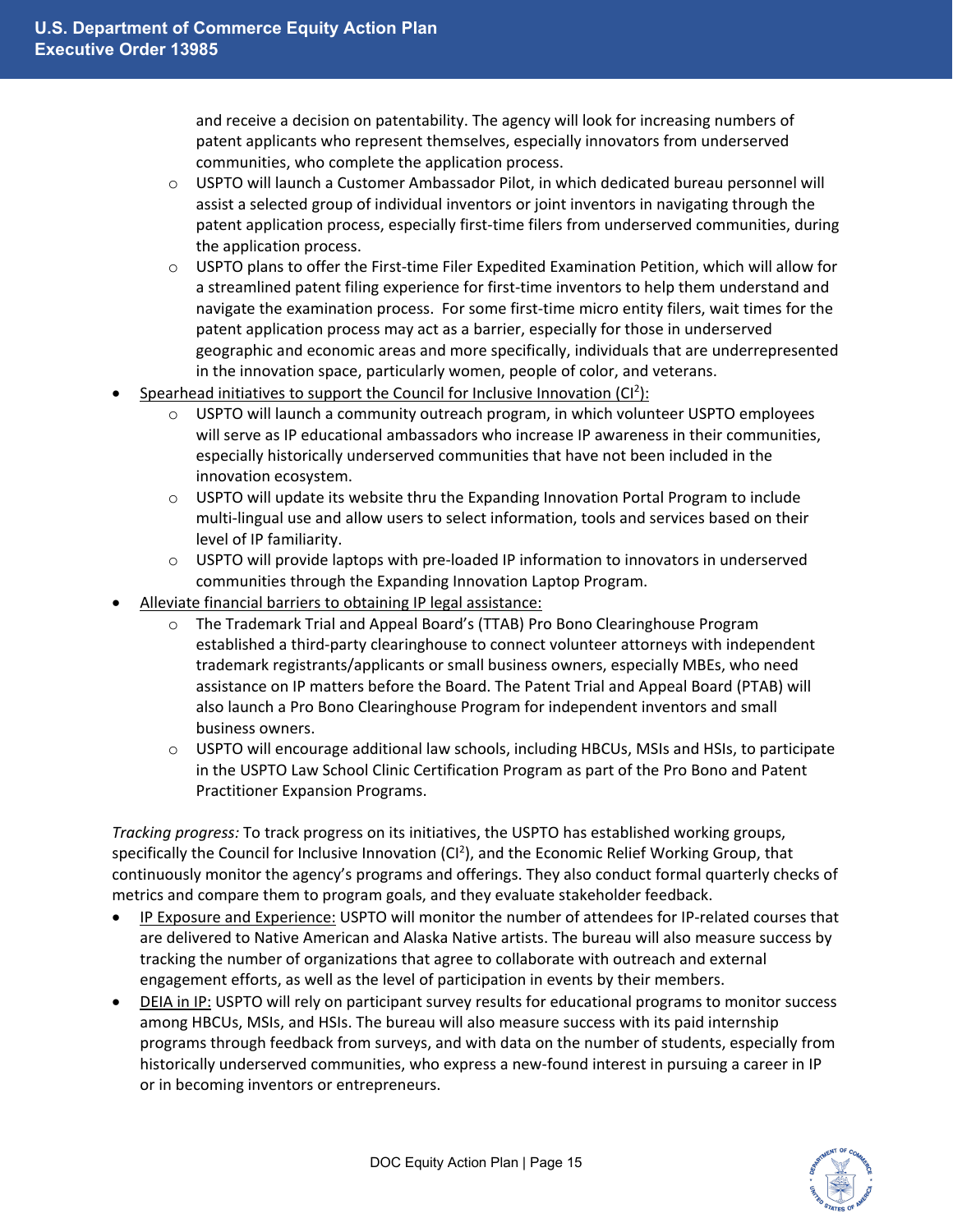and receive a decision on patentability. The agency will look for increasing numbers of patent applicants who represent themselves, especially innovators from underserved communities, who complete the application process.
  - USPTO will launch a Customer Ambassador Pilot, in which dedicated bureau personnel will assist a selected group of individual inventors or joint inventors in navigating through the patent application process, especially first-time filers from underserved communities, during the application process.
  - USPTO plans to offer the First-time Filer Expedited Examination Petition, which will allow for a streamlined patent filing experience for first-time inventors to help them understand and navigate the examination process. For some first-time micro entity filers, wait times for the patent application process may act as a barrier, especially for those in underserved geographic and economic areas and more specifically, individuals that are underrepresented in the innovation space, particularly women, people of color, and veterans.
- Spearhead initiatives to support the Council for Inclusive Innovation ($CI^2$):
  - USPTO will launch a community outreach program, in which volunteer USPTO employees will serve as IP educational ambassadors who increase IP awareness in their communities, especially historically underserved communities that have not been included in the innovation ecosystem.
  - USPTO will update its website thru the Expanding Innovation Portal Program to include multi-lingual use and allow users to select information, tools and services based on their level of IP familiarity.
  - USPTO will provide laptops with pre-loaded IP information to innovators in underserved communities through the Expanding Innovation Laptop Program.
- Alleviate financial barriers to obtaining IP legal assistance:
  - The Trademark Trial and Appeal Board's (TTAB) Pro Bono Clearinghouse Program established a third-party clearinghouse to connect volunteer attorneys with independent trademark registrants/applicants or small business owners, especially MBEs, who need assistance on IP matters before the Board. The Patent Trial and Appeal Board (PTAB) will also launch a Pro Bono Clearinghouse Program for independent inventors and small business owners.
  - USPTO will encourage additional law schools, including HBCUs, MSIs and HSIs, to participate in the USPTO Law School Clinic Certification Program as part of the Pro Bono and Patent Practitioner Expansion Programs.

*Tracking progress:* To track progress on its initiatives, the USPTO has established working groups, specifically the Council for Inclusive Innovation ($CI^2$), and the Economic Relief Working Group, that continuously monitor the agency's programs and offerings. They also conduct formal quarterly checks of metrics and compare them to program goals, and they evaluate stakeholder feedback.

- IP Exposure and Experience: USPTO will monitor the number of attendees for IP-related courses that are delivered to Native American and Alaska Native artists. The bureau will also measure success by tracking the number of organizations that agree to collaborate with outreach and external engagement efforts, as well as the level of participation in events by their members.
- DEIA in IP: USPTO will rely on participant survey results for educational programs to monitor success among HBCUs, MSIs, and HSIs. The bureau will also measure success with its paid internship programs through feedback from surveys, and with data on the number of students, especially from historically underserved communities, who express a new-found interest in pursuing a career in IP or in becoming inventors or entrepreneurs.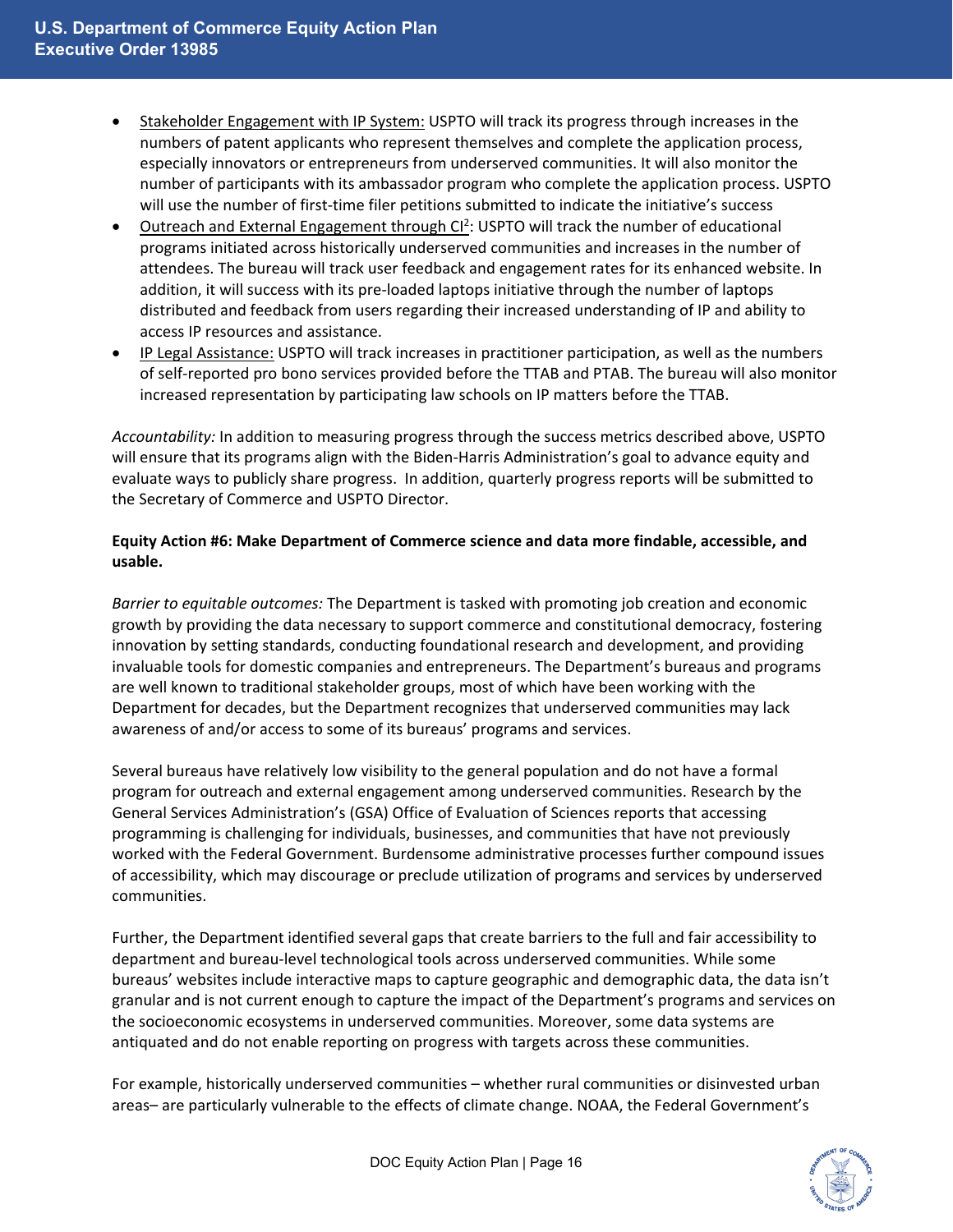- Stakeholder Engagement with IP System: USPTO will track its progress through increases in the numbers of patent applicants who represent themselves and complete the application process, especially innovators or entrepreneurs from underserved communities. It will also monitor the number of participants with its ambassador program who complete the application process. USPTO will use the number of first-time filer petitions submitted to indicate the initiative's success
- Outreach and External Engagement through CI[2]: USPTO will track the number of educational programs initiated across historically underserved communities and increases in the number of attendees. The bureau will track user feedback and engagement rates for its enhanced website. In addition, it will success with its pre-loaded laptops initiative through the number of laptops distributed and feedback from users regarding their increased understanding of IP and ability to access IP resources and assistance.
- IP Legal Assistance: USPTO will track increases in practitioner participation, as well as the numbers of self-reported pro bono services provided before the TTAB and PTAB. The bureau will also monitor increased representation by participating law schools on IP matters before the TTAB.

*Accountability:* In addition to measuring progress through the success metrics described above, USPTO will ensure that its programs align with the Biden-Harris Administration's goal to advance equity and evaluate ways to publicly share progress. In addition, quarterly progress reports will be submitted to the Secretary of Commerce and USPTO Director.

**Equity Action #6: Make Department of Commerce science and data more findable, accessible, and usable.**

*Barrier to equitable outcomes:* The Department is tasked with promoting job creation and economic growth by providing the data necessary to support commerce and constitutional democracy, fostering innovation by setting standards, conducting foundational research and development, and providing invaluable tools for domestic companies and entrepreneurs. The Department's bureaus and programs are well known to traditional stakeholder groups, most of which have been working with the Department for decades, but the Department recognizes that underserved communities may lack awareness of and/or access to some of its bureaus' programs and services.

Several bureaus have relatively low visibility to the general population and do not have a formal program for outreach and external engagement among underserved communities. Research by the General Services Administration's (GSA) Office of Evaluation of Sciences reports that accessing programming is challenging for individuals, businesses, and communities that have not previously worked with the Federal Government. Burdensome administrative processes further compound issues of accessibility, which may discourage or preclude utilization of programs and services by underserved communities.

Further, the Department identified several gaps that create barriers to the full and fair accessibility to department and bureau-level technological tools across underserved communities. While some bureaus' websites include interactive maps to capture geographic and demographic data, the data isn't granular and is not current enough to capture the impact of the Department's programs and services on the socioeconomic ecosystems in underserved communities. Moreover, some data systems are antiquated and do not enable reporting on progress with targets across these communities.

For example, historically underserved communities – whether rural communities or disinvested urban areas– are particularly vulnerable to the effects of climate change. NOAA, the Federal Government's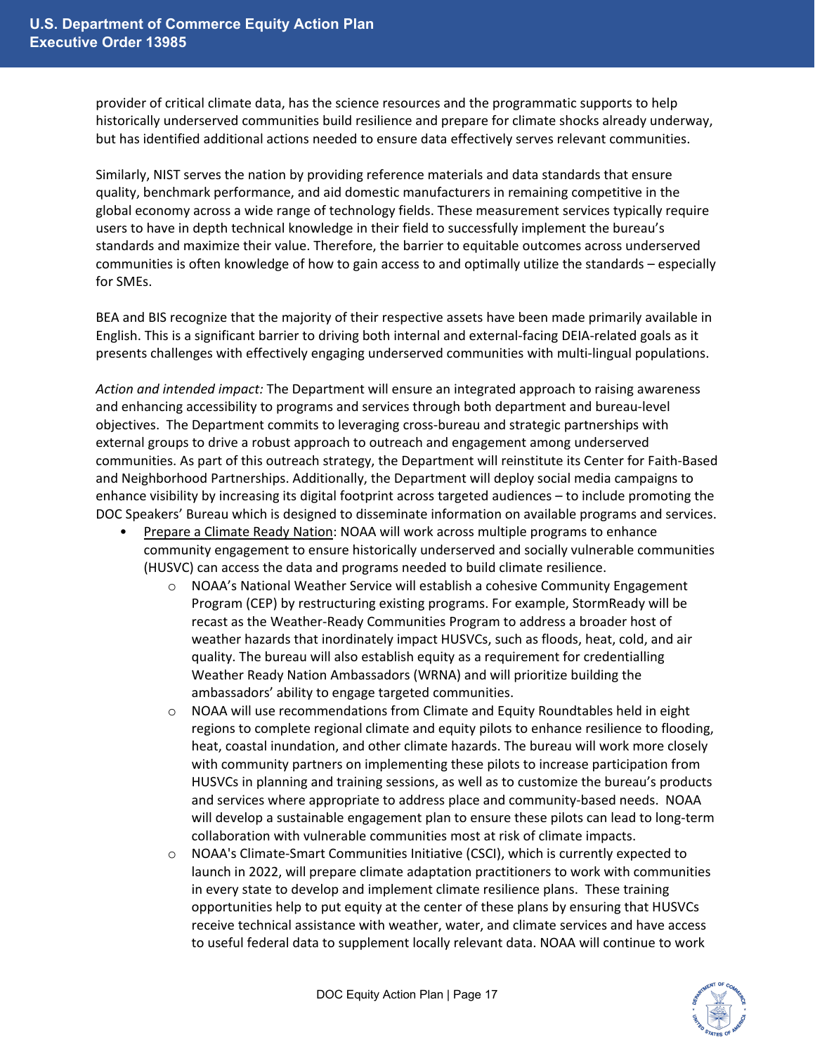provider of critical climate data, has the science resources and the programmatic supports to help historically underserved communities build resilience and prepare for climate shocks already underway, but has identified additional actions needed to ensure data effectively serves relevant communities.

Similarly, NIST serves the nation by providing reference materials and data standards that ensure quality, benchmark performance, and aid domestic manufacturers in remaining competitive in the global economy across a wide range of technology fields. These measurement services typically require users to have in depth technical knowledge in their field to successfully implement the bureau's standards and maximize their value. Therefore, the barrier to equitable outcomes across underserved communities is often knowledge of how to gain access to and optimally utilize the standards – especially for SMEs.

BEA and BIS recognize that the majority of their respective assets have been made primarily available in English. This is a significant barrier to driving both internal and external-facing DEIA-related goals as it presents challenges with effectively engaging underserved communities with multi-lingual populations.

*Action and intended impact:* The Department will ensure an integrated approach to raising awareness and enhancing accessibility to programs and services through both department and bureau-level objectives. The Department commits to leveraging cross-bureau and strategic partnerships with external groups to drive a robust approach to outreach and engagement among underserved communities. As part of this outreach strategy, the Department will reinstitute its Center for Faith-Based and Neighborhood Partnerships. Additionally, the Department will deploy social media campaigns to enhance visibility by increasing its digital footprint across targeted audiences – to include promoting the DOC Speakers' Bureau which is designed to disseminate information on available programs and services.

- <u>Prepare a Climate Ready Nation</u>: NOAA will work across multiple programs to enhance community engagement to ensure historically underserved and socially vulnerable communities (HUSVC) can access the data and programs needed to build climate resilience.
    - NOAA's National Weather Service will establish a cohesive Community Engagement Program (CEP) by restructuring existing programs. For example, StormReady will be recast as the Weather-Ready Communities Program to address a broader host of weather hazards that inordinately impact HUSVCs, such as floods, heat, cold, and air quality. The bureau will also establish equity as a requirement for credentialling Weather Ready Nation Ambassadors (WRNA) and will prioritize building the ambassadors' ability to engage targeted communities.
    - NOAA will use recommendations from Climate and Equity Roundtables held in eight regions to complete regional climate and equity pilots to enhance resilience to flooding, heat, coastal inundation, and other climate hazards. The bureau will work more closely with community partners on implementing these pilots to increase participation from HUSVCs in planning and training sessions, as well as to customize the bureau's products and services where appropriate to address place and community-based needs. NOAA will develop a sustainable engagement plan to ensure these pilots can lead to long-term collaboration with vulnerable communities most at risk of climate impacts.
    - NOAA's Climate-Smart Communities Initiative (CSCI), which is currently expected to launch in 2022, will prepare climate adaptation practitioners to work with communities in every state to develop and implement climate resilience plans. These training opportunities help to put equity at the center of these plans by ensuring that HUSVCs receive technical assistance with weather, water, and climate services and have access to useful federal data to supplement locally relevant data. NOAA will continue to work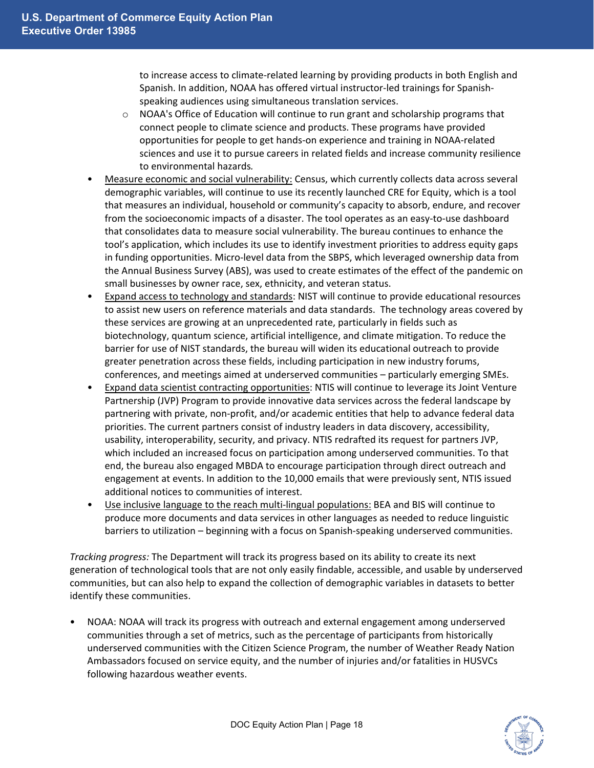to increase access to climate-related learning by providing products in both English and Spanish. In addition, NOAA has offered virtual instructor-led trainings for Spanish-speaking audiences using simultaneous translation services.
  - NOAA's Office of Education will continue to run grant and scholarship programs that connect people to climate science and products. These programs have provided opportunities for people to get hands-on experience and training in NOAA-related sciences and use it to pursue careers in related fields and increase community resilience to environmental hazards.
- <u>Measure economic and social vulnerability:</u> Census, which currently collects data across several demographic variables, will continue to use its recently launched CRE for Equity, which is a tool that measures an individual, household or community's capacity to absorb, endure, and recover from the socioeconomic impacts of a disaster. The tool operates as an easy-to-use dashboard that consolidates data to measure social vulnerability. The bureau continues to enhance the tool's application, which includes its use to identify investment priorities to address equity gaps in funding opportunities. Micro-level data from the SBPS, which leveraged ownership data from the Annual Business Survey (ABS), was used to create estimates of the effect of the pandemic on small businesses by owner race, sex, ethnicity, and veteran status.
- <u>Expand access to technology and standards</u>: NIST will continue to provide educational resources to assist new users on reference materials and data standards. The technology areas covered by these services are growing at an unprecedented rate, particularly in fields such as biotechnology, quantum science, artificial intelligence, and climate mitigation. To reduce the barrier for use of NIST standards, the bureau will widen its educational outreach to provide greater penetration across these fields, including participation in new industry forums, conferences, and meetings aimed at underserved communities – particularly emerging SMEs.
- <u>Expand data scientist contracting opportunities</u>: NTIS will continue to leverage its Joint Venture Partnership (JVP) Program to provide innovative data services across the federal landscape by partnering with private, non-profit, and/or academic entities that help to advance federal data priorities. The current partners consist of industry leaders in data discovery, accessibility, usability, interoperability, security, and privacy. NTIS redrafted its request for partners JVP, which included an increased focus on participation among underserved communities. To that end, the bureau also engaged MBDA to encourage participation through direct outreach and engagement at events. In addition to the 10,000 emails that were previously sent, NTIS issued additional notices to communities of interest.
- <u>Use inclusive language to the reach multi-lingual populations:</u> BEA and BIS will continue to produce more documents and data services in other languages as needed to reduce linguistic barriers to utilization – beginning with a focus on Spanish-speaking underserved communities.

*Tracking progress:* The Department will track its progress based on its ability to create its next generation of technological tools that are not only easily findable, accessible, and usable by underserved communities, but can also help to expand the collection of demographic variables in datasets to better identify these communities.

- NOAA: NOAA will track its progress with outreach and external engagement among underserved communities through a set of metrics, such as the percentage of participants from historically underserved communities with the Citizen Science Program, the number of Weather Ready Nation Ambassadors focused on service equity, and the number of injuries and/or fatalities in HUSVCs following hazardous weather events.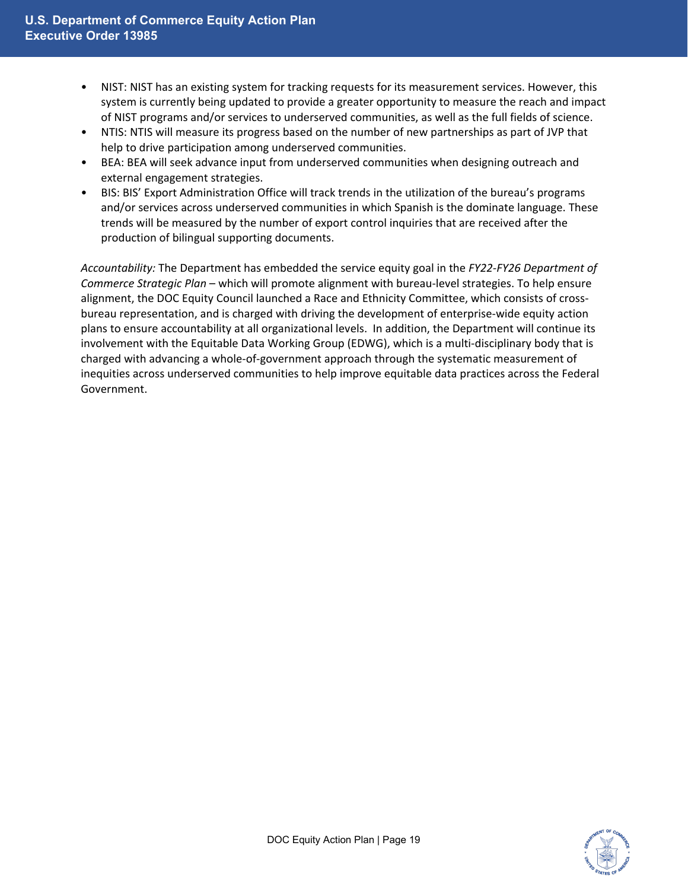- NIST: NIST has an existing system for tracking requests for its measurement services. However, this system is currently being updated to provide a greater opportunity to measure the reach and impact of NIST programs and/or services to underserved communities, as well as the full fields of science.
- NTIS: NTIS will measure its progress based on the number of new partnerships as part of JVP that help to drive participation among underserved communities.
- BEA: BEA will seek advance input from underserved communities when designing outreach and external engagement strategies.
- BIS: BIS' Export Administration Office will track trends in the utilization of the bureau's programs and/or services across underserved communities in which Spanish is the dominate language. These trends will be measured by the number of export control inquiries that are received after the production of bilingual supporting documents.

*Accountability:* The Department has embedded the service equity goal in the *FY22-FY26 Department of Commerce Strategic Plan* – which will promote alignment with bureau-level strategies. To help ensure alignment, the DOC Equity Council launched a Race and Ethnicity Committee, which consists of cross-bureau representation, and is charged with driving the development of enterprise-wide equity action plans to ensure accountability at all organizational levels. In addition, the Department will continue its involvement with the Equitable Data Working Group (EDWG), which is a multi-disciplinary body that is charged with advancing a whole-of-government approach through the systematic measurement of inequities across underserved communities to help improve equitable data practices across the Federal Government.